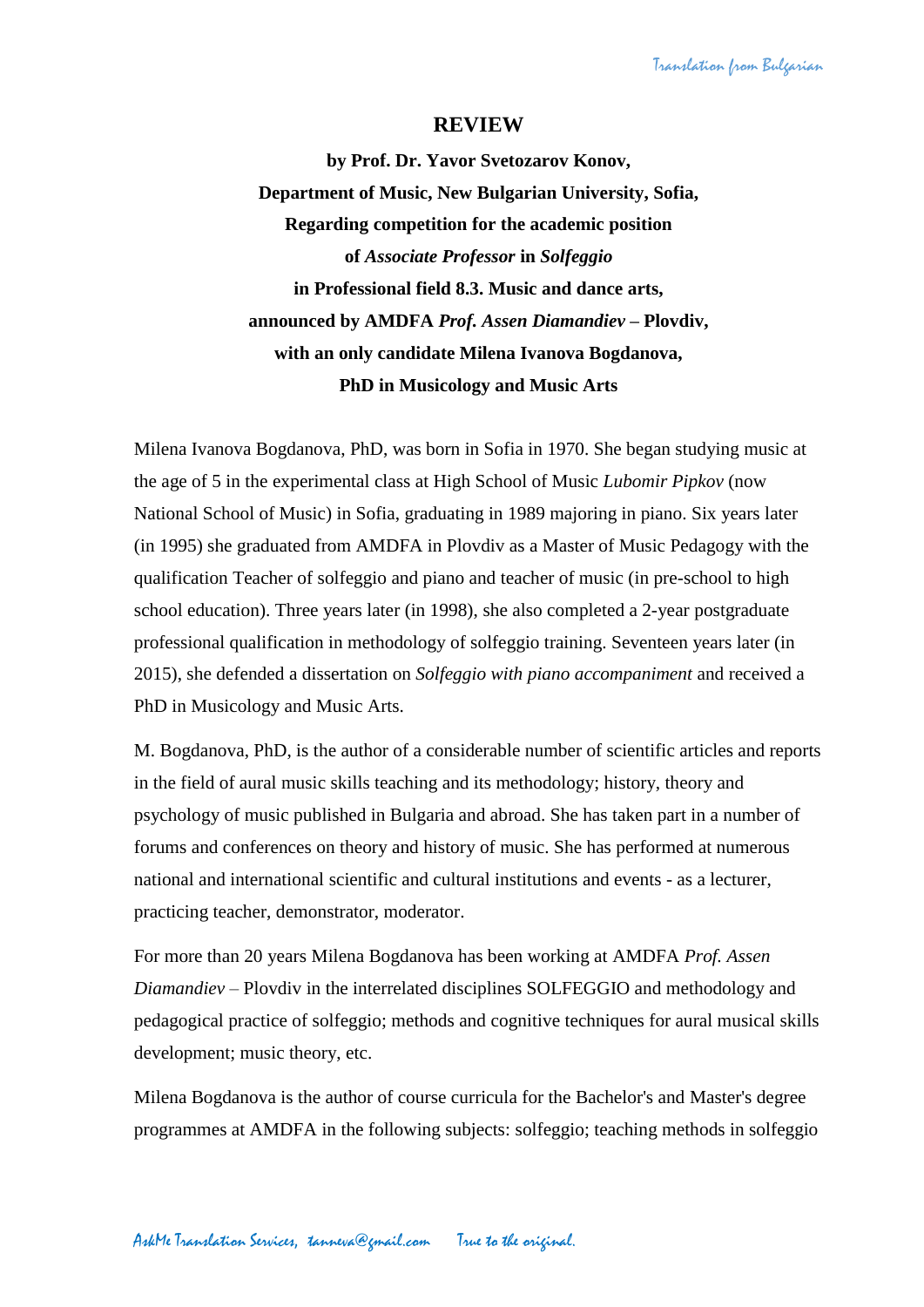# REVIEW

**by Prof. Dr. Yavor Svetozarov Konov,**
**Department of Music, New Bulgarian University, Sofia,**
**Regarding competition for the academic position**
**of *Associate Professor* in *Solfeggio***
**in Professional field 8.3. Music and dance arts,**
**announced by AMDFA *Prof. Assen Diamandiev* – Plovdiv,**
**with an only candidate Milena Ivanova Bogdanova,**
**PhD in Musicology and Music Arts**

Milena Ivanova Bogdanova, PhD, was born in Sofia in 1970. She began studying music at the age of 5 in the experimental class at High School of Music *Lubomir Pipkov* (now National School of Music) in Sofia, graduating in 1989 majoring in piano. Six years later (in 1995) she graduated from AMDFA in Plovdiv as a Master of Music Pedagogy with the qualification Teacher of solfeggio and piano and teacher of music (in pre-school to high school education). Three years later (in 1998), she also completed a 2-year postgraduate professional qualification in methodology of solfeggio training. Seventeen years later (in 2015), she defended a dissertation on *Solfeggio with piano accompaniment* and received a PhD in Musicology and Music Arts.

M. Bogdanova, PhD, is the author of a considerable number of scientific articles and reports in the field of aural music skills teaching and its methodology; history, theory and psychology of music published in Bulgaria and abroad. She has taken part in a number of forums and conferences on theory and history of music. She has performed at numerous national and international scientific and cultural institutions and events - as a lecturer, practicing teacher, demonstrator, moderator.

For more than 20 years Milena Bogdanova has been working at AMDFA *Prof. Assen Diamandiev* – Plovdiv in the interrelated disciplines SOLFEGGIO and methodology and pedagogical practice of solfeggio; methods and cognitive techniques for aural musical skills development; music theory, etc.

Milena Bogdanova is the author of course curricula for the Bachelor's and Master's degree programmes at AMDFA in the following subjects: solfeggio; teaching methods in solfeggio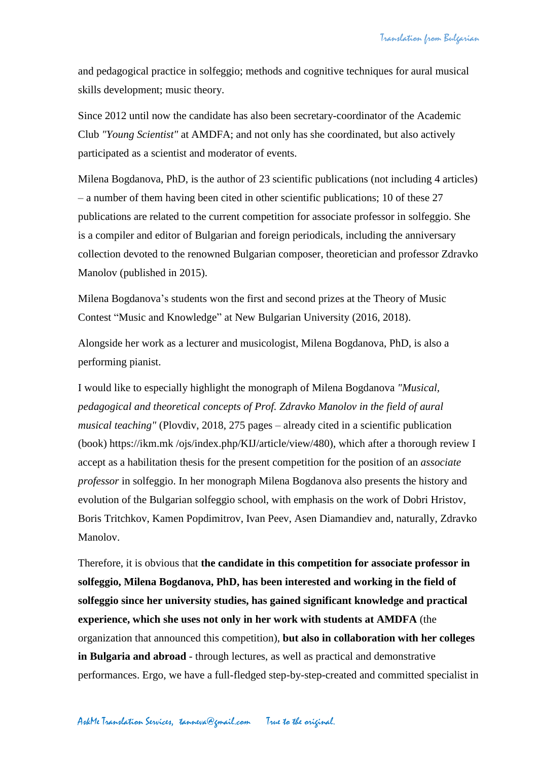and pedagogical practice in solfeggio; methods and cognitive techniques for aural musical skills development; music theory.

Since 2012 until now the candidate has also been secretary-coordinator of the Academic Club *"Young Scientist"* at AMDFA; and not only has she coordinated, but also actively participated as a scientist and moderator of events.

Milena Bogdanova, PhD, is the author of 23 scientific publications (not including 4 articles) – a number of them having been cited in other scientific publications; 10 of these 27 publications are related to the current competition for associate professor in solfeggio. She is a compiler and editor of Bulgarian and foreign periodicals, including the anniversary collection devoted to the renowned Bulgarian composer, theoretician and professor Zdravko Manolov (published in 2015).

Milena Bogdanova's students won the first and second prizes at the Theory of Music Contest "Music and Knowledge" at New Bulgarian University (2016, 2018).

Alongside her work as a lecturer and musicologist, Milena Bogdanova, PhD, is also a performing pianist.

I would like to especially highlight the monograph of Milena Bogdanova *"Musical, pedagogical and theoretical concepts of Prof. Zdravko Manolov in the field of aural musical teaching"* (Plovdiv, 2018, 275 pages – already cited in a scientific publication (book) https://ikm.mk /ojs/index.php/KIJ/article/view/480), which after a thorough review I accept as a habilitation thesis for the present competition for the position of an *associate professor* in solfeggio. In her monograph Milena Bogdanova also presents the history and evolution of the Bulgarian solfeggio school, with emphasis on the work of Dobri Hristov, Boris Tritchkov, Kamen Popdimitrov, Ivan Peev, Asen Diamandiev and, naturally, Zdravko Manolov.

Therefore, it is obvious that **the candidate in this competition for associate professor in solfeggio, Milena Bogdanova, PhD, has been interested and working in the field of solfeggio since her university studies, has gained significant knowledge and practical experience, which she uses not only in her work with students at AMDFA** (the organization that announced this competition), **but also in collaboration with her colleges in Bulgaria and abroad** - through lectures, as well as practical and demonstrative performances. Ergo, we have a full-fledged step-by-step-created and committed specialist in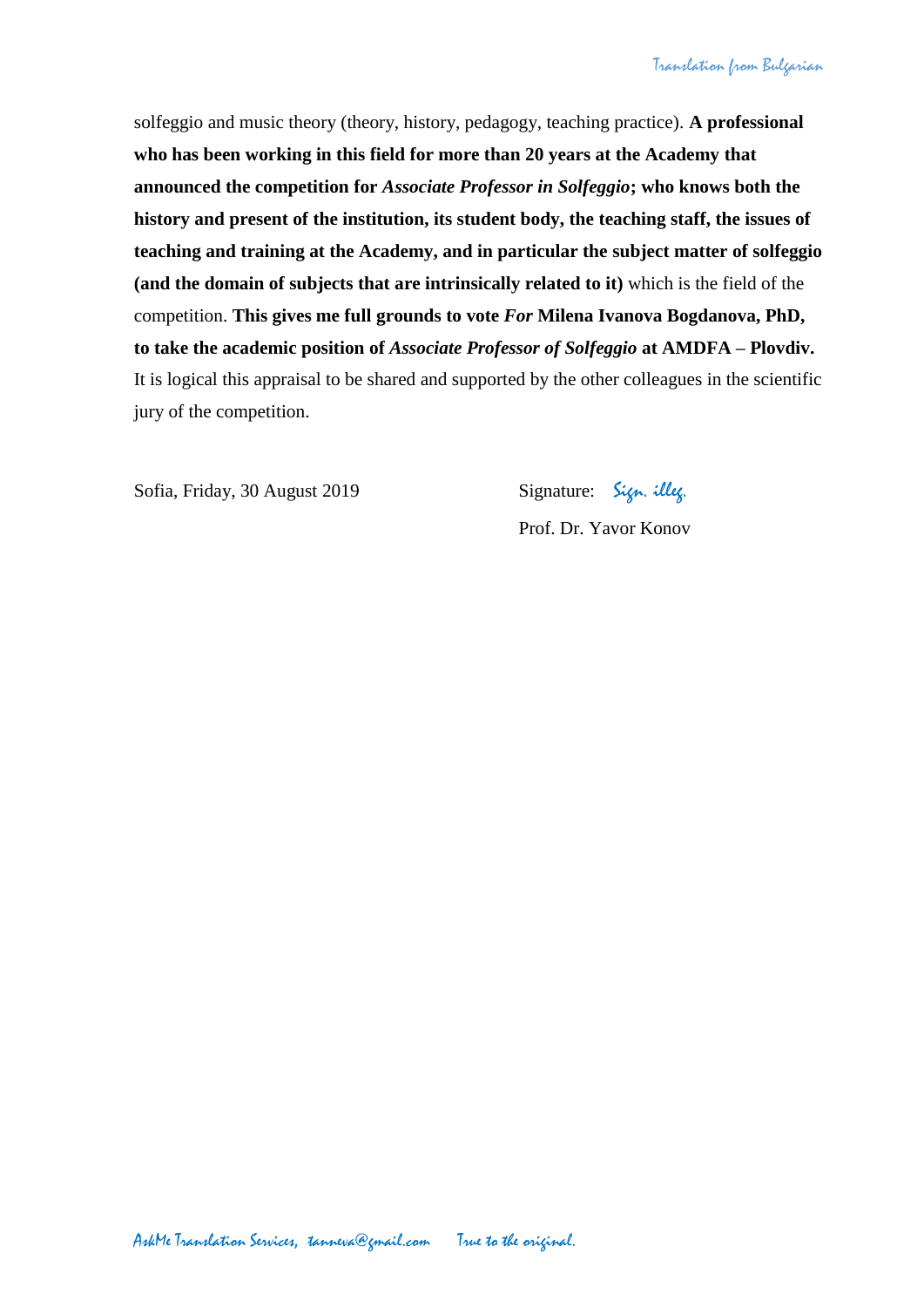solfeggio and music theory (theory, history, pedagogy, teaching practice). **A professional who has been working in this field for more than 20 years at the Academy that announced the competition for *Associate Professor in Solfeggio*; who knows both the history and present of the institution, its student body, the teaching staff, the issues of teaching and training at the Academy, and in particular the subject matter of solfeggio (and the domain of subjects that are intrinsically related to it)** which is the field of the competition. **This gives me full grounds to vote *For* Milena Ivanova Bogdanova, PhD, to take the academic position of *Associate Professor of Solfeggio* at AMDFA – Plovdiv.** It is logical this appraisal to be shared and supported by the other colleagues in the scientific jury of the competition.

Sofia, Friday, 30 August 2019

Signature: *Sign. illeg.*

Prof. Dr. Yavor Konov

AskMe Translation Services, tanneva@gmail.com True to the original.